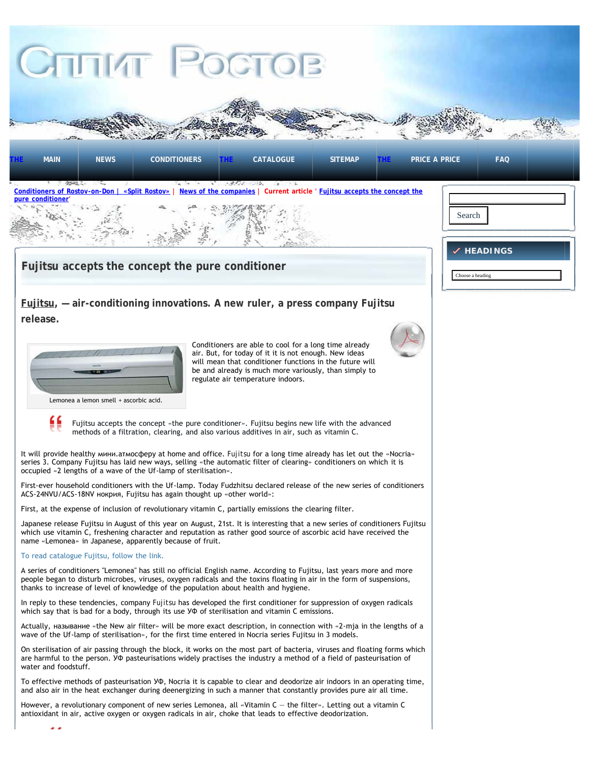THE MAIN NEWS CONDITIONERS THE CATALOGUE SITEMAP THE PRICE A PRICE FAQ

Conditioners of Rostov-on-Don | «Split Rostov» | News of the companies | Current article ' Fujitsu accepts the concept the pure conditioner'

Search

HEADINGS

Choose a heading

# Fujitsu accepts the concept the pure conditioner

## Fujitsu, — air-conditioning innovations. A new ruler, a press company Fujitsu release.

Lemonea a lemon smell + ascorbic acid.

Conditioners are able to cool for a long time already air. But, for today of it it is not enough. New ideas will mean that conditioner functions in the future will be and already is much more variously, than simply to regulate air temperature indoors.

> Fujitsu accepts the concept «the pure conditioner». Fujitsu begins new life with the advanced methods of a filtration, clearing, and also various additives in air, such as vitamin C.

It will provide healthy мини.атмосферу at home and office. Fujitsu for a long time already has let out the «Nocria» series 3. Company Fujitsu has laid new ways, selling «the automatic filter of clearing» conditioners on which it is occupied «2 lengths of a wave of the Uf-lamp of sterilisation».

First-ever household conditioners with the Uf-lamp. Today Fudzhitsu declared release of the new series of conditioners ACS-24NVU/ACS-18NV нокрия, Fujitsu has again thought up «other world»:

First, at the expense of inclusion of revolutionary vitamin C, partially emissions the clearing filter.

Japanese release Fujitsu in August of this year on August, 21st. It is interesting that a new series of conditioners Fujitsu which use vitamin C, freshening character and reputation as rather good source of ascorbic acid have received the name «Lemonea» in Japanese, apparently because of fruit.

To read catalogue Fujitsu, follow the link.

A series of conditioners "Lemonea" has still no official English name. According to Fujitsu, last years more and more people began to disturb microbes, viruses, oxygen radicals and the toxins floating in air in the form of suspensions, thanks to increase of level of knowledge of the population about health and hygiene.

In reply to these tendencies, company Fujitsu has developed the first conditioner for suppression of oxygen radicals which say that is bad for a body, through its use УФ of sterilisation and vitamin C emissions.

Actually, называние «the New air filter» will be more exact description, in connection with «2-mja in the lengths of a wave of the Uf-lamp of sterilisation», for the first time entered in Nocria series Fujitsu in 3 models.

On sterilisation of air passing through the block, it works on the most part of bacteria, viruses and floating forms which are harmful to the person. УФ pasteurisations widely practises the industry a method of a field of pasteurisation of water and foodstuff.

To effective methods of pasteurisation УФ, Nocria it is capable to clear and deodorize air indoors in an operating time, and also air in the heat exchanger during deenergizing in such a manner that constantly provides pure air all time.

However, a revolutionary component of new series Lemonea, all «Vitamin C — the filter». Letting out a vitamin C antioxidant in air, active oxygen or oxygen radicals in air, choke that leads to effective deodorization.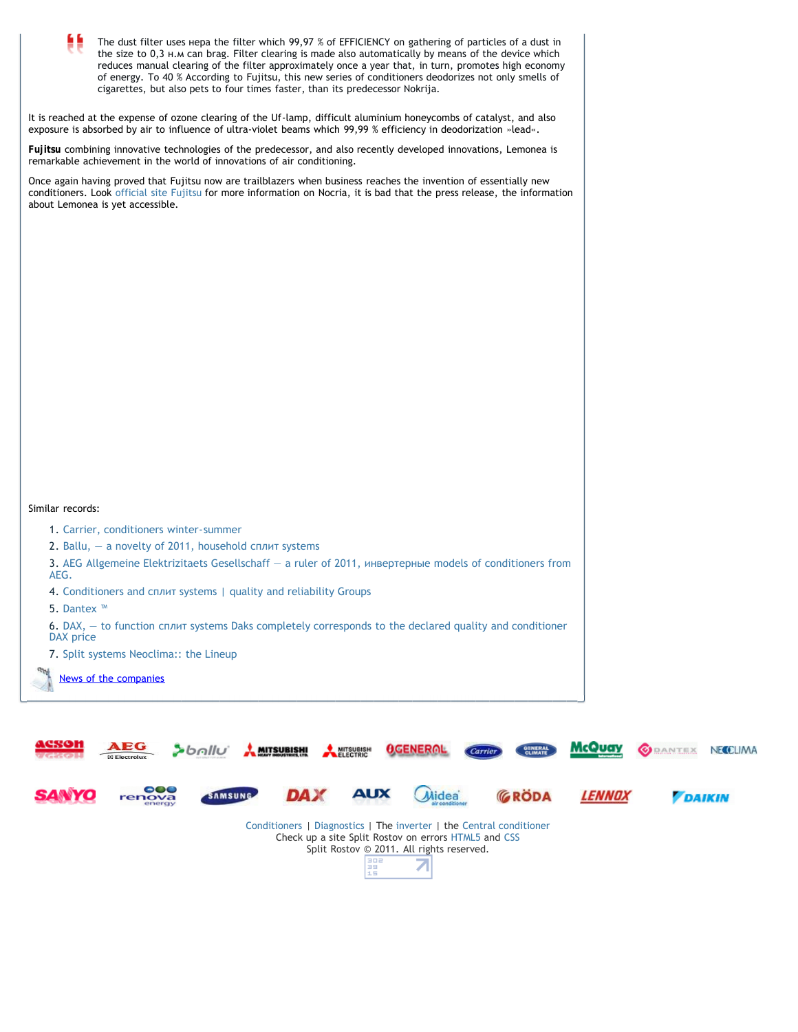> The dust filter uses нера the filter which 99,97 % of EFFICIENCY on gathering of particles of a dust in the size to 0,3 н.м can brag. Filter clearing is made also automatically by means of the device which reduces manual clearing of the filter approximately once a year that, in turn, promotes high economy of energy. To 40 % According to Fujitsu, this new series of conditioners deodorizes not only smells of cigarettes, but also pets to four times faster, than its predecessor Nokrija.

It is reached at the expense of ozone clearing of the Uf-lamp, difficult aluminium honeycombs of catalyst, and also exposure is absorbed by air to influence of ultra-violet beams which 99,99 % efficiency in deodorization »lead«.

**Fujitsu** combining innovative technologies of the predecessor, and also recently developed innovations, Lemonea is remarkable achievement in the world of innovations of air conditioning.

Once again having proved that Fujitsu now are trailblazers when business reaches the invention of essentially new conditioners. Look official site Fujitsu for more information on Nocria, it is bad that the press release, the information about Lemonea is yet accessible.

Similar records:

1. Carrier, conditioners winter-summer
2. Ballu, — a novelty of 2011, household сплит systems
3. AEG Allgemeine Elektrizitaets Gesellschaft — a ruler of 2011, инвертерные models of conditioners from AEG.
4. Conditioners and сплит systems | quality and reliability Groups
5. Dantex ™
6. DAX, — to function сплит systems Daks completely corresponds to the declared quality and conditioner DAX price
7. Split systems Neoclima:: the Lineup

News of the companies

Conditioners | Diagnostics | The inverter | the Central conditioner
Check up a site Split Rostov on errors HTML5 and CSS
Split Rostov © 2011. All rights reserved.